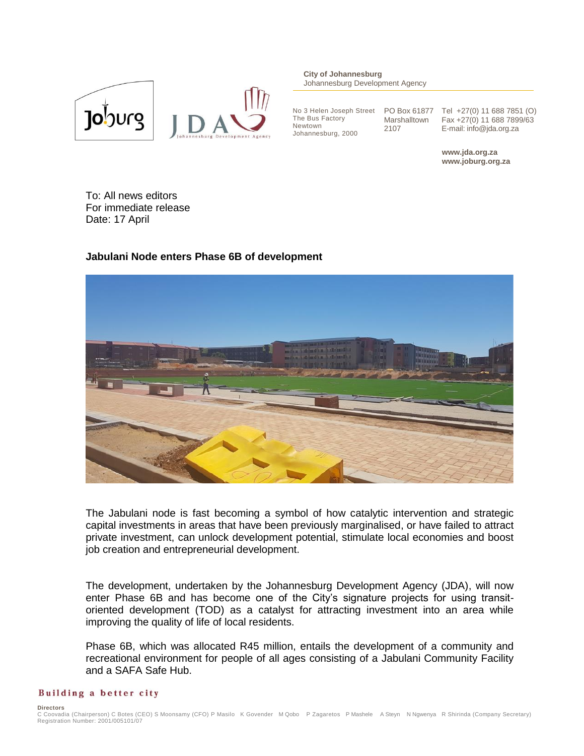**City of Johannesburg**
Johannesburg Development Agency

No 3 Helen Joseph Street
The Bus Factory
Newtown
Johannesburg, 2000

PO Box 61877
Marshalltown
2107

Tel +27(0) 11 688 7851 (O)
Fax +27(0) 11 688 7899/63
E-mail: info@jda.org.za

**www.jda.org.za**
**www.joburg.org.za**

To: All news editors
For immediate release
Date: 17 April

**Jabulani Node enters Phase 6B of development**

The Jabulani node is fast becoming a symbol of how catalytic intervention and strategic capital investments in areas that have been previously marginalised, or have failed to attract private investment, can unlock development potential, stimulate local economies and boost job creation and entrepreneurial development.

The development, undertaken by the Johannesburg Development Agency (JDA), will now enter Phase 6B and has become one of the City's signature projects for using transit-oriented development (TOD) as a catalyst for attracting investment into an area while improving the quality of life of local residents.

Phase 6B, which was allocated R45 million, entails the development of a community and recreational environment for people of all ages consisting of a Jabulani Community Facility and a SAFA Safe Hub.

**Building a better city**

**Directors**
C Coovadia (Chairperson) C Botes (CEO) S Moonsamy (CFO) P Masilo K Govender M Qobo P Zagaretos P Mashele A Steyn N Ngwenya R Shirinda (Company Secretary)
Registration Number: 2001/005101/07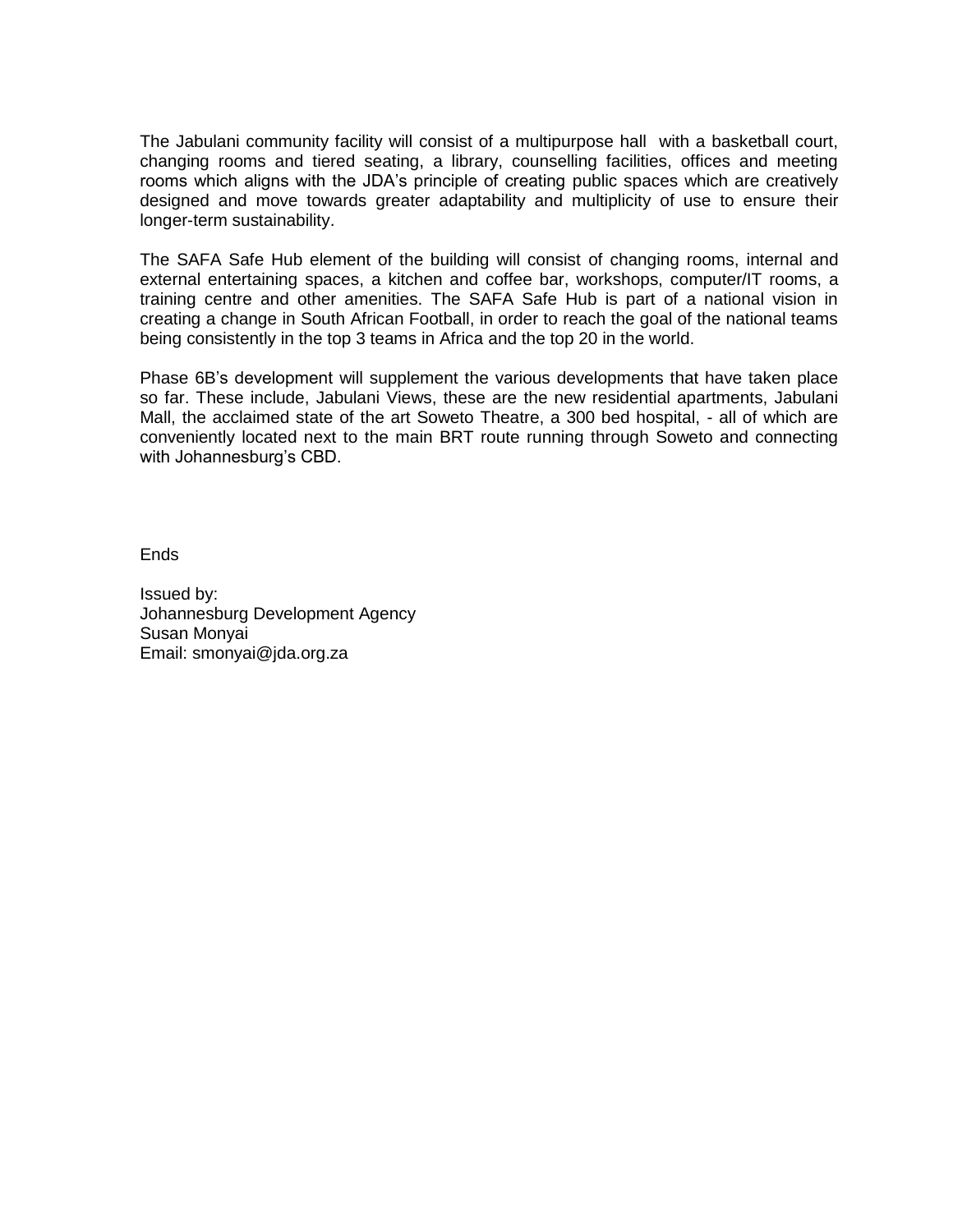The Jabulani community facility will consist of a multipurpose hall with a basketball court, changing rooms and tiered seating, a library, counselling facilities, offices and meeting rooms which aligns with the JDA's principle of creating public spaces which are creatively designed and move towards greater adaptability and multiplicity of use to ensure their longer-term sustainability.

The SAFA Safe Hub element of the building will consist of changing rooms, internal and external entertaining spaces, a kitchen and coffee bar, workshops, computer/IT rooms, a training centre and other amenities. The SAFA Safe Hub is part of a national vision in creating a change in South African Football, in order to reach the goal of the national teams being consistently in the top 3 teams in Africa and the top 20 in the world.

Phase 6B's development will supplement the various developments that have taken place so far. These include, Jabulani Views, these are the new residential apartments, Jabulani Mall, the acclaimed state of the art Soweto Theatre, a 300 bed hospital, - all of which are conveniently located next to the main BRT route running through Soweto and connecting with Johannesburg's CBD.

Ends

Issued by:
Johannesburg Development Agency
Susan Monyai
Email: smonyai@jda.org.za